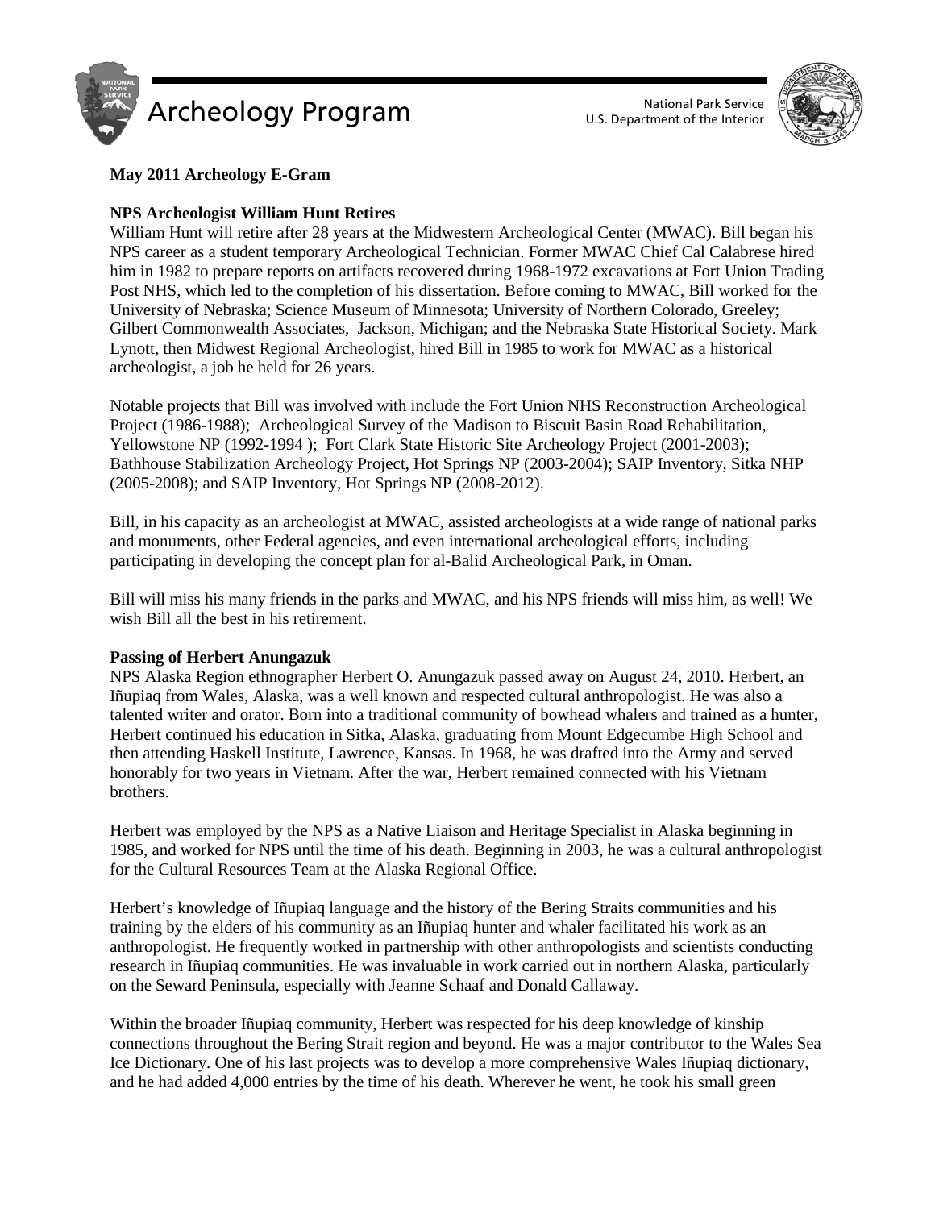# Archeology Program

National Park Service
U.S. Department of the Interior

**May 2011 Archeology E-Gram**

**NPS Archeologist William Hunt Retires**

William Hunt will retire after 28 years at the Midwestern Archeological Center (MWAC). Bill began his NPS career as a student temporary Archeological Technician. Former MWAC Chief Cal Calabrese hired him in 1982 to prepare reports on artifacts recovered during 1968-1972 excavations at Fort Union Trading Post NHS, which led to the completion of his dissertation. Before coming to MWAC, Bill worked for the University of Nebraska; Science Museum of Minnesota; University of Northern Colorado, Greeley; Gilbert Commonwealth Associates, Jackson, Michigan; and the Nebraska State Historical Society. Mark Lynott, then Midwest Regional Archeologist, hired Bill in 1985 to work for MWAC as a historical archeologist, a job he held for 26 years.

Notable projects that Bill was involved with include the Fort Union NHS Reconstruction Archeological Project (1986-1988); Archeological Survey of the Madison to Biscuit Basin Road Rehabilitation, Yellowstone NP (1992-1994 ); Fort Clark State Historic Site Archeology Project (2001-2003); Bathhouse Stabilization Archeology Project, Hot Springs NP (2003-2004); SAIP Inventory, Sitka NHP (2005-2008); and SAIP Inventory, Hot Springs NP (2008-2012).

Bill, in his capacity as an archeologist at MWAC, assisted archeologists at a wide range of national parks and monuments, other Federal agencies, and even international archeological efforts, including participating in developing the concept plan for al-Balid Archeological Park, in Oman.

Bill will miss his many friends in the parks and MWAC, and his NPS friends will miss him, as well! We wish Bill all the best in his retirement.

**Passing of Herbert Anungazuk**

NPS Alaska Region ethnographer Herbert O. Anungazuk passed away on August 24, 2010. Herbert, an Iñupiaq from Wales, Alaska, was a well known and respected cultural anthropologist. He was also a talented writer and orator. Born into a traditional community of bowhead whalers and trained as a hunter, Herbert continued his education in Sitka, Alaska, graduating from Mount Edgecumbe High School and then attending Haskell Institute, Lawrence, Kansas. In 1968, he was drafted into the Army and served honorably for two years in Vietnam. After the war, Herbert remained connected with his Vietnam brothers.

Herbert was employed by the NPS as a Native Liaison and Heritage Specialist in Alaska beginning in 1985, and worked for NPS until the time of his death. Beginning in 2003, he was a cultural anthropologist for the Cultural Resources Team at the Alaska Regional Office.

Herbert's knowledge of Iñupiaq language and the history of the Bering Straits communities and his training by the elders of his community as an Iñupiaq hunter and whaler facilitated his work as an anthropologist. He frequently worked in partnership with other anthropologists and scientists conducting research in Iñupiaq communities. He was invaluable in work carried out in northern Alaska, particularly on the Seward Peninsula, especially with Jeanne Schaaf and Donald Callaway.

Within the broader Iñupiaq community, Herbert was respected for his deep knowledge of kinship connections throughout the Bering Strait region and beyond. He was a major contributor to the Wales Sea Ice Dictionary. One of his last projects was to develop a more comprehensive Wales Iñupiaq dictionary, and he had added 4,000 entries by the time of his death. Wherever he went, he took his small green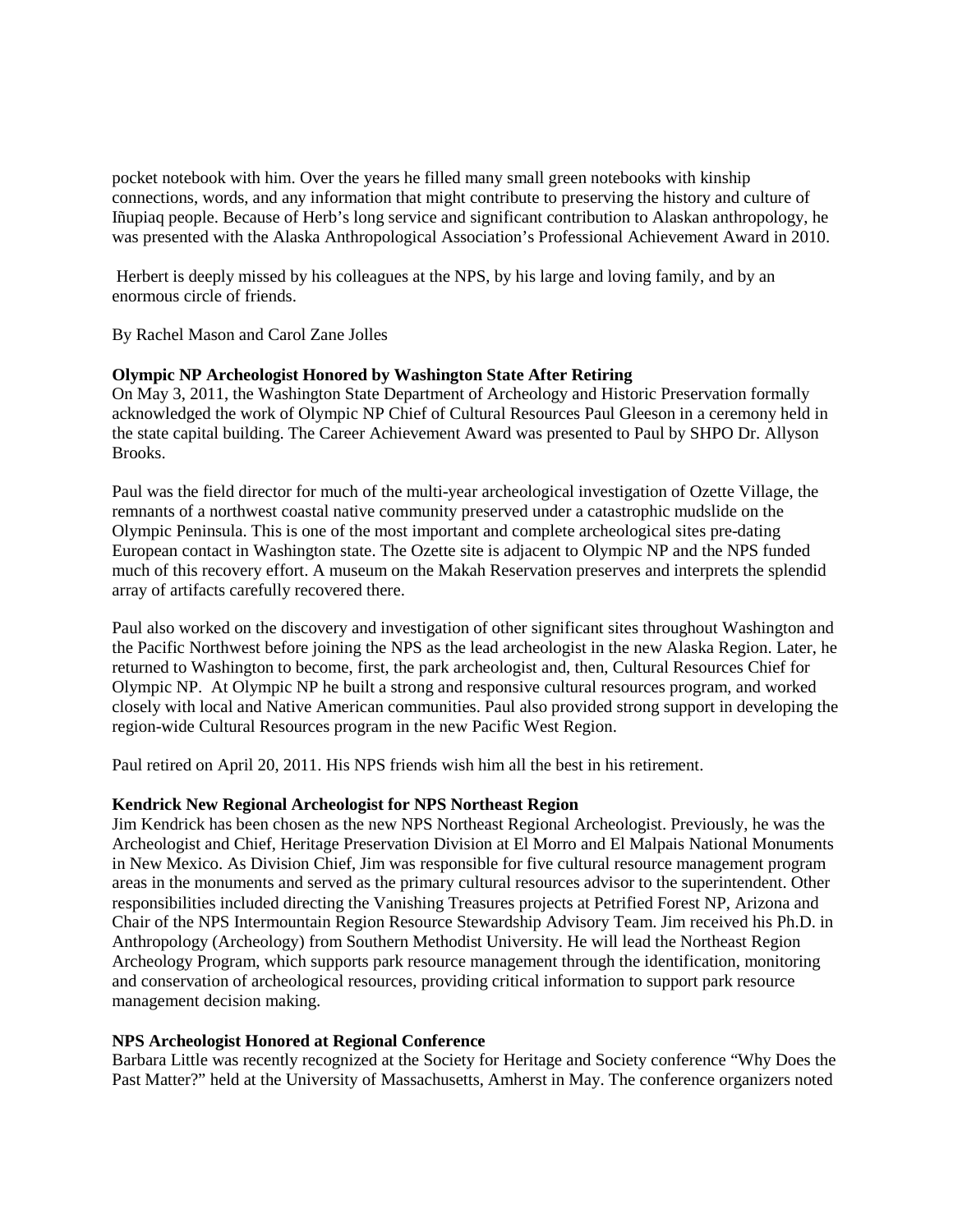pocket notebook with him. Over the years he filled many small green notebooks with kinship connections, words, and any information that might contribute to preserving the history and culture of Iñupiaq people. Because of Herb's long service and significant contribution to Alaskan anthropology, he was presented with the Alaska Anthropological Association's Professional Achievement Award in 2010.

Herbert is deeply missed by his colleagues at the NPS, by his large and loving family, and by an enormous circle of friends.

By Rachel Mason and Carol Zane Jolles

**Olympic NP Archeologist Honored by Washington State After Retiring**

On May 3, 2011, the Washington State Department of Archeology and Historic Preservation formally acknowledged the work of Olympic NP Chief of Cultural Resources Paul Gleeson in a ceremony held in the state capital building. The Career Achievement Award was presented to Paul by SHPO Dr. Allyson Brooks.

Paul was the field director for much of the multi-year archeological investigation of Ozette Village, the remnants of a northwest coastal native community preserved under a catastrophic mudslide on the Olympic Peninsula. This is one of the most important and complete archeological sites pre-dating European contact in Washington state. The Ozette site is adjacent to Olympic NP and the NPS funded much of this recovery effort. A museum on the Makah Reservation preserves and interprets the splendid array of artifacts carefully recovered there.

Paul also worked on the discovery and investigation of other significant sites throughout Washington and the Pacific Northwest before joining the NPS as the lead archeologist in the new Alaska Region. Later, he returned to Washington to become, first, the park archeologist and, then, Cultural Resources Chief for Olympic NP. At Olympic NP he built a strong and responsive cultural resources program, and worked closely with local and Native American communities. Paul also provided strong support in developing the region-wide Cultural Resources program in the new Pacific West Region.

Paul retired on April 20, 2011. His NPS friends wish him all the best in his retirement.

**Kendrick New Regional Archeologist for NPS Northeast Region**

Jim Kendrick has been chosen as the new NPS Northeast Regional Archeologist. Previously, he was the Archeologist and Chief, Heritage Preservation Division at El Morro and El Malpais National Monuments in New Mexico. As Division Chief, Jim was responsible for five cultural resource management program areas in the monuments and served as the primary cultural resources advisor to the superintendent. Other responsibilities included directing the Vanishing Treasures projects at Petrified Forest NP, Arizona and Chair of the NPS Intermountain Region Resource Stewardship Advisory Team. Jim received his Ph.D. in Anthropology (Archeology) from Southern Methodist University. He will lead the Northeast Region Archeology Program, which supports park resource management through the identification, monitoring and conservation of archeological resources, providing critical information to support park resource management decision making.

**NPS Archeologist Honored at Regional Conference**

Barbara Little was recently recognized at the Society for Heritage and Society conference "Why Does the Past Matter?" held at the University of Massachusetts, Amherst in May. The conference organizers noted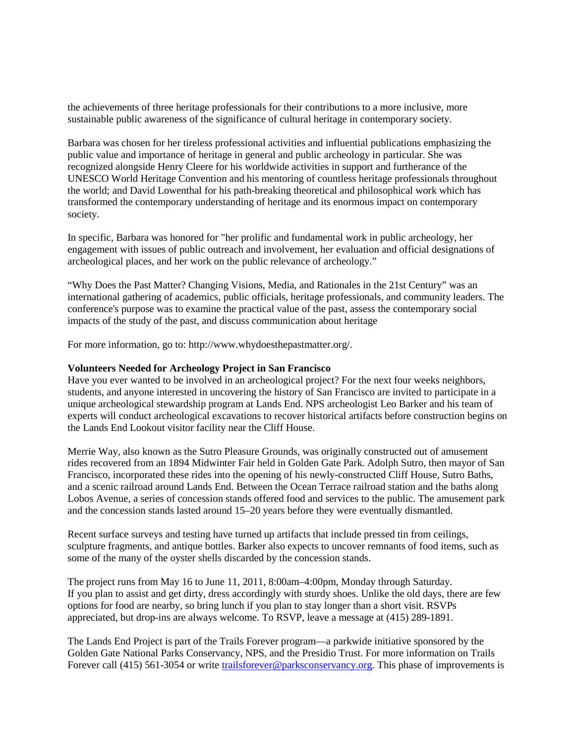the achievements of three heritage professionals for their contributions to a more inclusive, more sustainable public awareness of the significance of cultural heritage in contemporary society.

Barbara was chosen for her tireless professional activities and influential publications emphasizing the public value and importance of heritage in general and public archeology in particular. She was recognized alongside Henry Cleere for his worldwide activities in support and furtherance of the UNESCO World Heritage Convention and his mentoring of countless heritage professionals throughout the world; and David Lowenthal for his path-breaking theoretical and philosophical work which has transformed the contemporary understanding of heritage and its enormous impact on contemporary society.

In specific, Barbara was honored for "her prolific and fundamental work in public archeology, her engagement with issues of public outreach and involvement, her evaluation and official designations of archeological places, and her work on the public relevance of archeology."

"Why Does the Past Matter? Changing Visions, Media, and Rationales in the 21st Century" was an international gathering of academics, public officials, heritage professionals, and community leaders. The conference's purpose was to examine the practical value of the past, assess the contemporary social impacts of the study of the past, and discuss communication about heritage

For more information, go to: http://www.whydoesthepastmatter.org/.

**Volunteers Needed for Archeology Project in San Francisco**

Have you ever wanted to be involved in an archeological project? For the next four weeks neighbors, students, and anyone interested in uncovering the history of San Francisco are invited to participate in a unique archeological stewardship program at Lands End. NPS archeologist Leo Barker and his team of experts will conduct archeological excavations to recover historical artifacts before construction begins on the Lands End Lookout visitor facility near the Cliff House.

Merrie Way, also known as the Sutro Pleasure Grounds, was originally constructed out of amusement rides recovered from an 1894 Midwinter Fair held in Golden Gate Park. Adolph Sutro, then mayor of San Francisco, incorporated these rides into the opening of his newly-constructed Cliff House, Sutro Baths, and a scenic railroad around Lands End. Between the Ocean Terrace railroad station and the baths along Lobos Avenue, a series of concession stands offered food and services to the public. The amusement park and the concession stands lasted around 15–20 years before they were eventually dismantled.

Recent surface surveys and testing have turned up artifacts that include pressed tin from ceilings, sculpture fragments, and antique bottles. Barker also expects to uncover remnants of food items, such as some of the many of the oyster shells discarded by the concession stands.

The project runs from May 16 to June 11, 2011, 8:00am–4:00pm, Monday through Saturday. If you plan to assist and get dirty, dress accordingly with sturdy shoes. Unlike the old days, there are few options for food are nearby, so bring lunch if you plan to stay longer than a short visit. RSVPs appreciated, but drop-ins are always welcome. To RSVP, leave a message at (415) 289-1891.

The Lands End Project is part of the Trails Forever program—a parkwide initiative sponsored by the Golden Gate National Parks Conservancy, NPS, and the Presidio Trust. For more information on Trails Forever call (415) 561-3054 or write trailsforever@parksconservancy.org. This phase of improvements is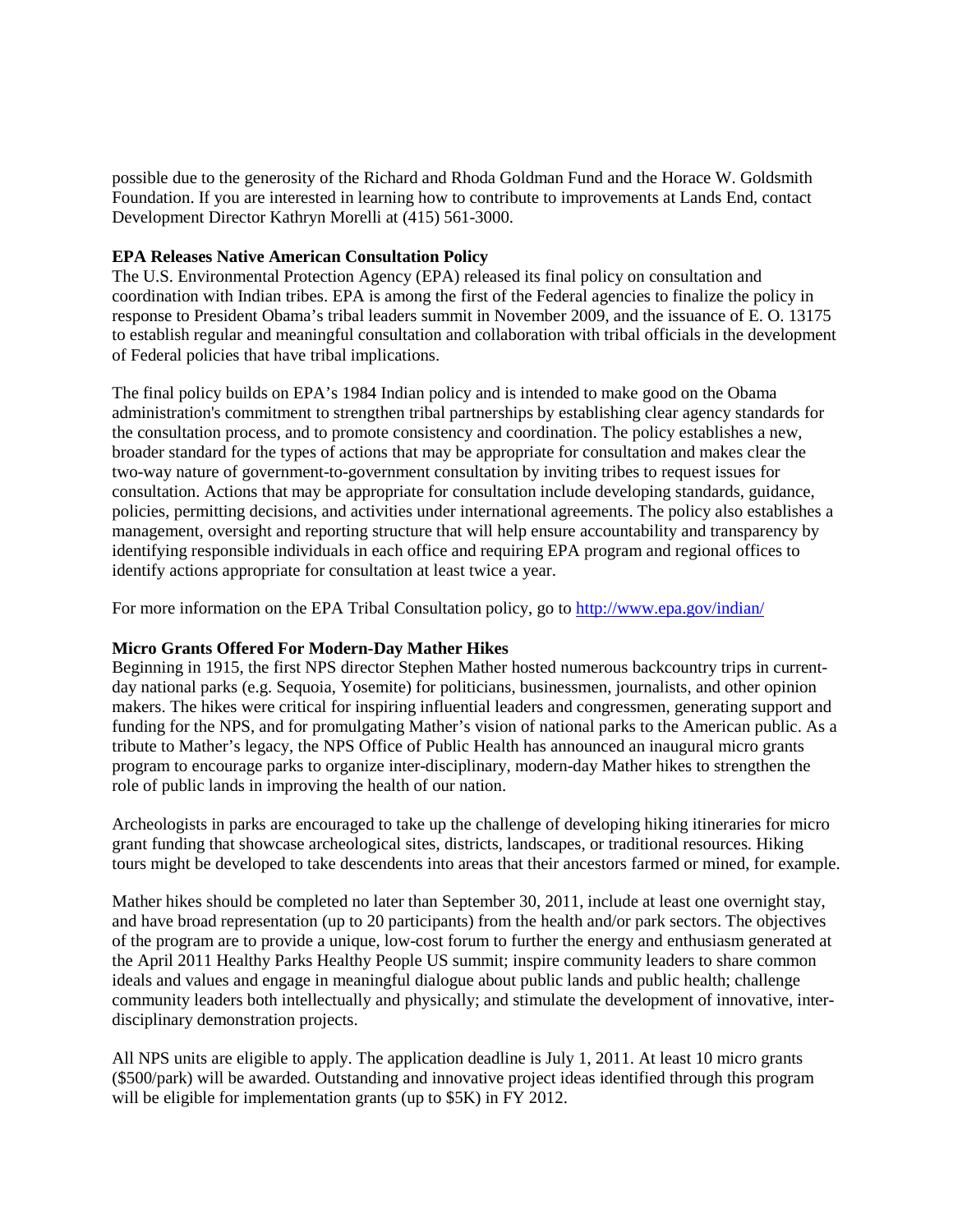possible due to the generosity of the Richard and Rhoda Goldman Fund and the Horace W. Goldsmith Foundation. If you are interested in learning how to contribute to improvements at Lands End, contact Development Director Kathryn Morelli at (415) 561-3000.

**EPA Releases Native American Consultation Policy**

The U.S. Environmental Protection Agency (EPA) released its final policy on consultation and coordination with Indian tribes. EPA is among the first of the Federal agencies to finalize the policy in response to President Obama's tribal leaders summit in November 2009, and the issuance of E. O. 13175 to establish regular and meaningful consultation and collaboration with tribal officials in the development of Federal policies that have tribal implications.

The final policy builds on EPA's 1984 Indian policy and is intended to make good on the Obama administration's commitment to strengthen tribal partnerships by establishing clear agency standards for the consultation process, and to promote consistency and coordination. The policy establishes a new, broader standard for the types of actions that may be appropriate for consultation and makes clear the two-way nature of government-to-government consultation by inviting tribes to request issues for consultation. Actions that may be appropriate for consultation include developing standards, guidance, policies, permitting decisions, and activities under international agreements. The policy also establishes a management, oversight and reporting structure that will help ensure accountability and transparency by identifying responsible individuals in each office and requiring EPA program and regional offices to identify actions appropriate for consultation at least twice a year.

For more information on the EPA Tribal Consultation policy, go to [http://www.epa.gov/indian/](http://www.epa.gov/indian/)

**Micro Grants Offered For Modern-Day Mather Hikes**

Beginning in 1915, the first NPS director Stephen Mather hosted numerous backcountry trips in current-day national parks (e.g. Sequoia, Yosemite) for politicians, businessmen, journalists, and other opinion makers. The hikes were critical for inspiring influential leaders and congressmen, generating support and funding for the NPS, and for promulgating Mather's vision of national parks to the American public. As a tribute to Mather's legacy, the NPS Office of Public Health has announced an inaugural micro grants program to encourage parks to organize inter-disciplinary, modern-day Mather hikes to strengthen the role of public lands in improving the health of our nation.

Archeologists in parks are encouraged to take up the challenge of developing hiking itineraries for micro grant funding that showcase archeological sites, districts, landscapes, or traditional resources. Hiking tours might be developed to take descendents into areas that their ancestors farmed or mined, for example.

Mather hikes should be completed no later than September 30, 2011, include at least one overnight stay, and have broad representation (up to 20 participants) from the health and/or park sectors. The objectives of the program are to provide a unique, low-cost forum to further the energy and enthusiasm generated at the April 2011 Healthy Parks Healthy People US summit; inspire community leaders to share common ideals and values and engage in meaningful dialogue about public lands and public health; challenge community leaders both intellectually and physically; and stimulate the development of innovative, inter-disciplinary demonstration projects.

All NPS units are eligible to apply. The application deadline is July 1, 2011. At least 10 micro grants ($500/park) will be awarded. Outstanding and innovative project ideas identified through this program will be eligible for implementation grants (up to $5K) in FY 2012.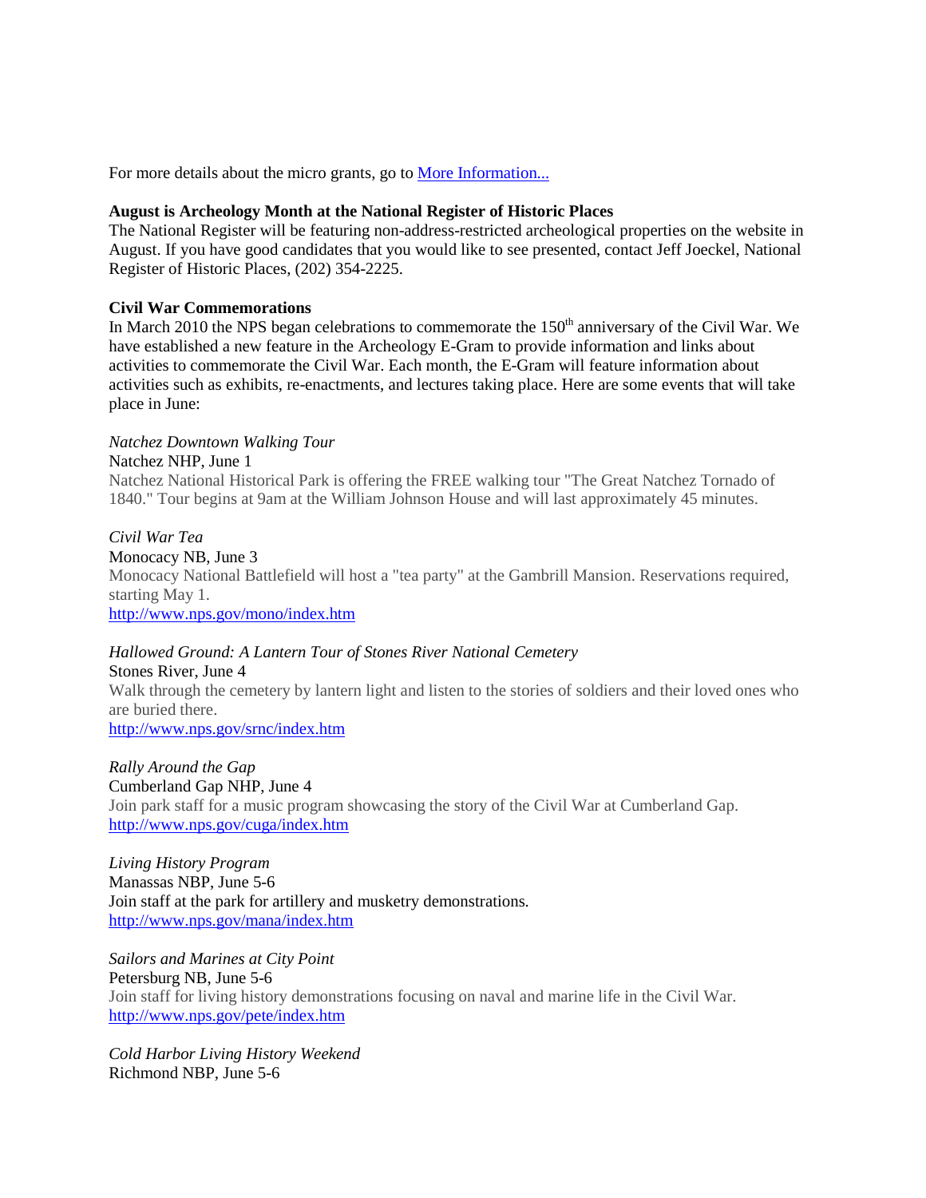For more details about the micro grants, go to [More Information...]()

**August is Archeology Month at the National Register of Historic Places**
The National Register will be featuring non-address-restricted archeological properties on the website in August. If you have good candidates that you would like to see presented, contact Jeff Joeckel, National Register of Historic Places, (202) 354-2225.

**Civil War Commemorations**
In March 2010 the NPS began celebrations to commemorate the 150th anniversary of the Civil War. We have established a new feature in the Archeology E-Gram to provide information and links about activities to commemorate the Civil War. Each month, the E-Gram will feature information about activities such as exhibits, re-enactments, and lectures taking place. Here are some events that will take place in June:

*Natchez Downtown Walking Tour*
Natchez NHP, June 1
Natchez National Historical Park is offering the FREE walking tour "The Great Natchez Tornado of 1840." Tour begins at 9am at the William Johnson House and will last approximately 45 minutes.

*Civil War Tea*
Monocacy NB, June 3
Monocacy National Battlefield will host a "tea party" at the Gambrill Mansion. Reservations required, starting May 1.
http://www.nps.gov/mono/index.htm

*Hallowed Ground: A Lantern Tour of Stones River National Cemetery*
Stones River, June 4
Walk through the cemetery by lantern light and listen to the stories of soldiers and their loved ones who are buried there.
http://www.nps.gov/srnc/index.htm

*Rally Around the Gap*
Cumberland Gap NHP, June 4
Join park staff for a music program showcasing the story of the Civil War at Cumberland Gap.
http://www.nps.gov/cuga/index.htm

*Living History Program*
Manassas NBP, June 5-6
Join staff at the park for artillery and musketry demonstrations.
http://www.nps.gov/mana/index.htm

*Sailors and Marines at City Point*
Petersburg NB, June 5-6
Join staff for living history demonstrations focusing on naval and marine life in the Civil War.
http://www.nps.gov/pete/index.htm

*Cold Harbor Living History Weekend*
Richmond NBP, June 5-6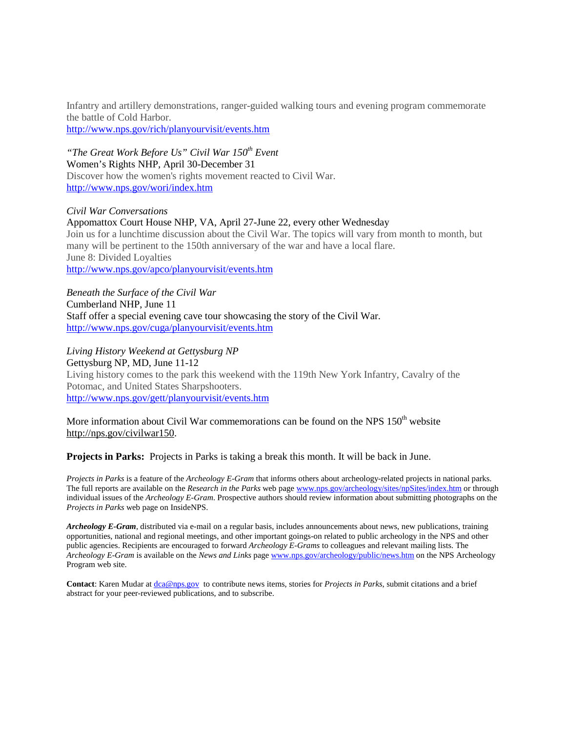Infantry and artillery demonstrations, ranger-guided walking tours and evening program commemorate the battle of Cold Harbor.
http://www.nps.gov/rich/planyourvisit/events.htm

*"The Great Work Before Us" Civil War 150th Event*
Women's Rights NHP, April 30-December 31
Discover how the women's rights movement reacted to Civil War.
http://www.nps.gov/wori/index.htm

*Civil War Conversations*
Appomattox Court House NHP, VA, April 27-June 22, every other Wednesday
Join us for a lunchtime discussion about the Civil War. The topics will vary from month to month, but many will be pertinent to the 150th anniversary of the war and have a local flare.
June 8: Divided Loyalties
http://www.nps.gov/apco/planyourvisit/events.htm

*Beneath the Surface of the Civil War*
Cumberland NHP, June 11
Staff offer a special evening cave tour showcasing the story of the Civil War.
http://www.nps.gov/cuga/planyourvisit/events.htm

*Living History Weekend at Gettysburg NP*
Gettysburg NP, MD, June 11-12
Living history comes to the park this weekend with the 119th New York Infantry, Cavalry of the Potomac, and United States Sharpshooters.
http://www.nps.gov/gett/planyourvisit/events.htm

More information about Civil War commemorations can be found on the NPS 150th website http://nps.gov/civilwar150.

**Projects in Parks:** Projects in Parks is taking a break this month. It will be back in June.

*Projects in Parks* is a feature of the *Archeology E-Gram* that informs others about archeology-related projects in national parks. The full reports are available on the *Research in the Parks* web page www.nps.gov/archeology/sites/npSites/index.htm or through individual issues of the *Archeology E-Gram*. Prospective authors should review information about submitting photographs on the *Projects in Parks* web page on InsideNPS.

***Archeology E-Gram***, distributed via e-mail on a regular basis, includes announcements about news, new publications, training opportunities, national and regional meetings, and other important goings-on related to public archeology in the NPS and other public agencies. Recipients are encouraged to forward *Archeology E-Grams* to colleagues and relevant mailing lists. The *Archeology E-Gram* is available on the *News and Links* page www.nps.gov/archeology/public/news.htm on the NPS Archeology Program web site.

**Contact**: Karen Mudar at dca@nps.gov to contribute news items, stories for *Projects in Parks*, submit citations and a brief abstract for your peer-reviewed publications, and to subscribe.